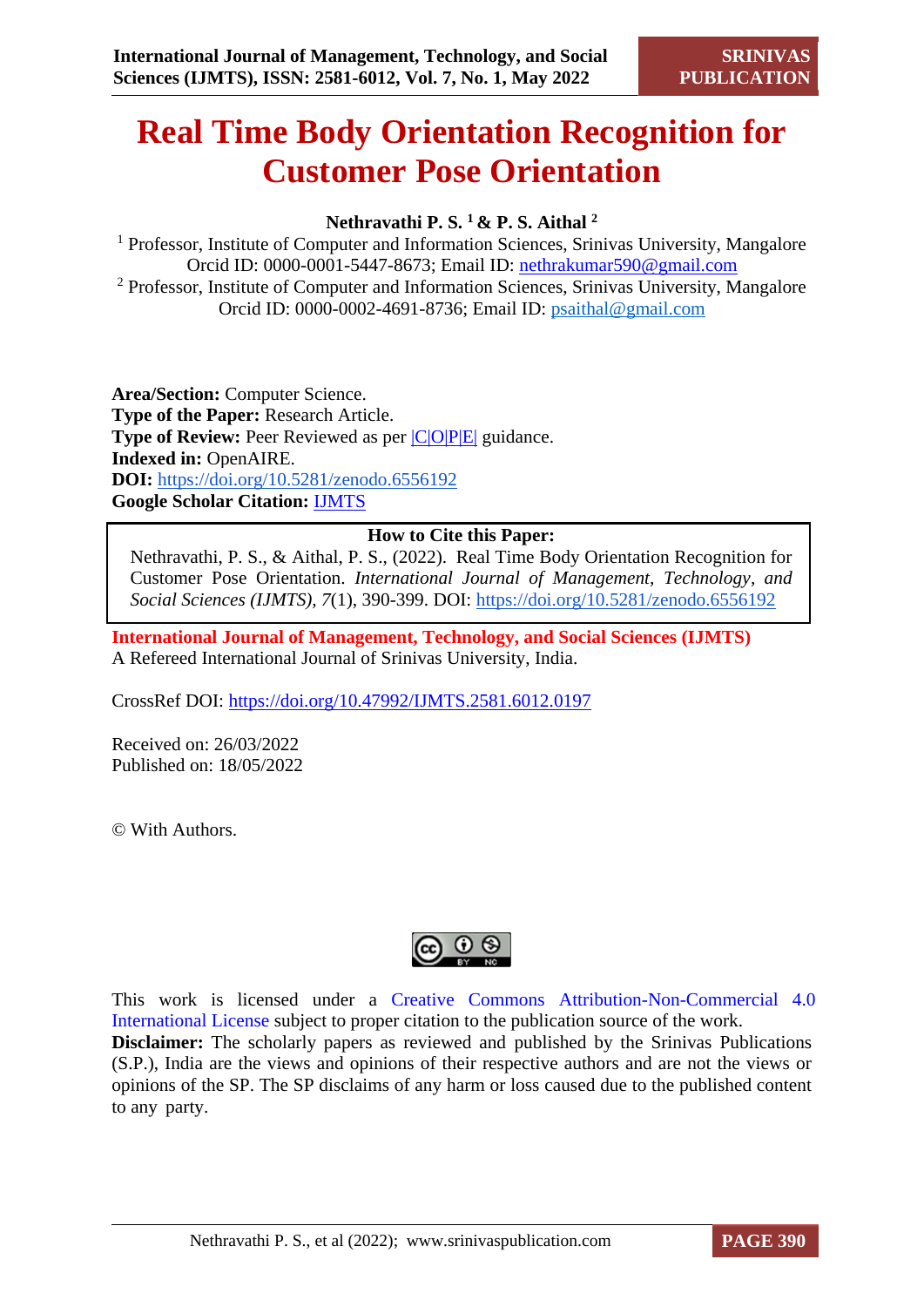# Real Time Body Orientation Recognition for Customer Pose Orientation

**Nethravathi P. S.** [1] **& P. S. Aithal** [2]

[1] Professor, Institute of Computer and Information Sciences, Srinivas University, Mangalore
Orcid ID: 0000-0001-5447-8673; Email ID: nethrakumar590@gmail.com

[2] Professor, Institute of Computer and Information Sciences, Srinivas University, Mangalore
Orcid ID: 0000-0002-4691-8736; Email ID: psaithal@gmail.com

**Area/Section:** Computer Science.
**Type of the Paper:** Research Article.
**Type of Review:** Peer Reviewed as per |C|O|P|E| guidance.
**Indexed in:** OpenAIRE.
**DOI:** https://doi.org/10.5281/zenodo.6556192
**Google Scholar Citation:** IJMTS

| **How to Cite this Paper:** |
| --- |
| Nethravathi, P. S., & Aithal, P. S., (2022). Real Time Body Orientation Recognition for Customer Pose Orientation. *International Journal of Management, Technology, and Social Sciences (IJMTS)*, *7*(1), 390-399. DOI: https://doi.org/10.5281/zenodo.6556192 |

**International Journal of Management, Technology, and Social Sciences (IJMTS)**
A Refereed International Journal of Srinivas University, India.

CrossRef DOI: https://doi.org/10.47992/IJMTS.2581.6012.0197

Received on: 26/03/2022
Published on: 18/05/2022

© With Authors.

This work is licensed under a Creative Commons Attribution-Non-Commercial 4.0 International License subject to proper citation to the publication source of the work.

**Disclaimer:** The scholarly papers as reviewed and published by the Srinivas Publications (S.P.), India are the views and opinions of their respective authors and are not the views or opinions of the SP. The SP disclaims of any harm or loss caused due to the published content to any party.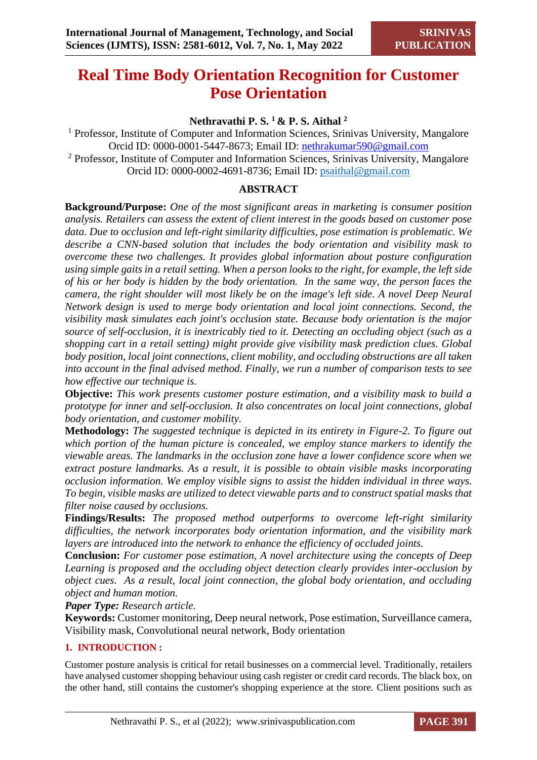# Real Time Body Orientation Recognition for Customer Pose Orientation

**Nethravathi P. S. [1] & P. S. Aithal [2]**

[1] Professor, Institute of Computer and Information Sciences, Srinivas University, Mangalore
Orcid ID: 0000-0001-5447-8673; Email ID: nethrakumar590@gmail.com

[2] Professor, Institute of Computer and Information Sciences, Srinivas University, Mangalore
Orcid ID: 0000-0002-4691-8736; Email ID: psaithal@gmail.com

## ABSTRACT

**Background/Purpose:** *One of the most significant areas in marketing is consumer position analysis. Retailers can assess the extent of client interest in the goods based on customer pose data. Due to occlusion and left-right similarity difficulties, pose estimation is problematic. We describe a CNN-based solution that includes the body orientation and visibility mask to overcome these two challenges. It provides global information about posture configuration using simple gaits in a retail setting. When a person looks to the right, for example, the left side of his or her body is hidden by the body orientation. In the same way, the person faces the camera, the right shoulder will most likely be on the image's left side. A novel Deep Neural Network design is used to merge body orientation and local joint connections. Second, the visibility mask simulates each joint's occlusion state. Because body orientation is the major source of self-occlusion, it is inextricably tied to it. Detecting an occluding object (such as a shopping cart in a retail setting) might provide give visibility mask prediction clues. Global body position, local joint connections, client mobility, and occluding obstructions are all taken into account in the final advised method. Finally, we run a number of comparison tests to see how effective our technique is.*

**Objective:** *This work presents customer posture estimation, and a visibility mask to build a prototype for inner and self-occlusion. It also concentrates on local joint connections, global body orientation, and customer mobility.*

**Methodology:** *The suggested technique is depicted in its entirety in Figure-2. To figure out which portion of the human picture is concealed, we employ stance markers to identify the viewable areas. The landmarks in the occlusion zone have a lower confidence score when we extract posture landmarks. As a result, it is possible to obtain visible masks incorporating occlusion information. We employ visible signs to assist the hidden individual in three ways. To begin, visible masks are utilized to detect viewable parts and to construct spatial masks that filter noise caused by occlusions.*

**Findings/Results:** *The proposed method outperforms to overcome left-right similarity difficulties, the network incorporates body orientation information, and the visibility mark layers are introduced into the network to enhance the efficiency of occluded joints.*

**Conclusion:** *For customer pose estimation, A novel architecture using the concepts of Deep Learning is proposed and the occluding object detection clearly provides inter-occlusion by object cues. As a result, local joint connection, the global body orientation, and occluding object and human motion.*

***Paper Type:*** *Research article.*

**Keywords:** Customer monitoring, Deep neural network, Pose estimation, Surveillance camera, Visibility mask, Convolutional neural network, Body orientation

## 1. INTRODUCTION :

Customer posture analysis is critical for retail businesses on a commercial level. Traditionally, retailers have analysed customer shopping behaviour using cash register or credit card records. The black box, on the other hand, still contains the customer's shopping experience at the store. Client positions such as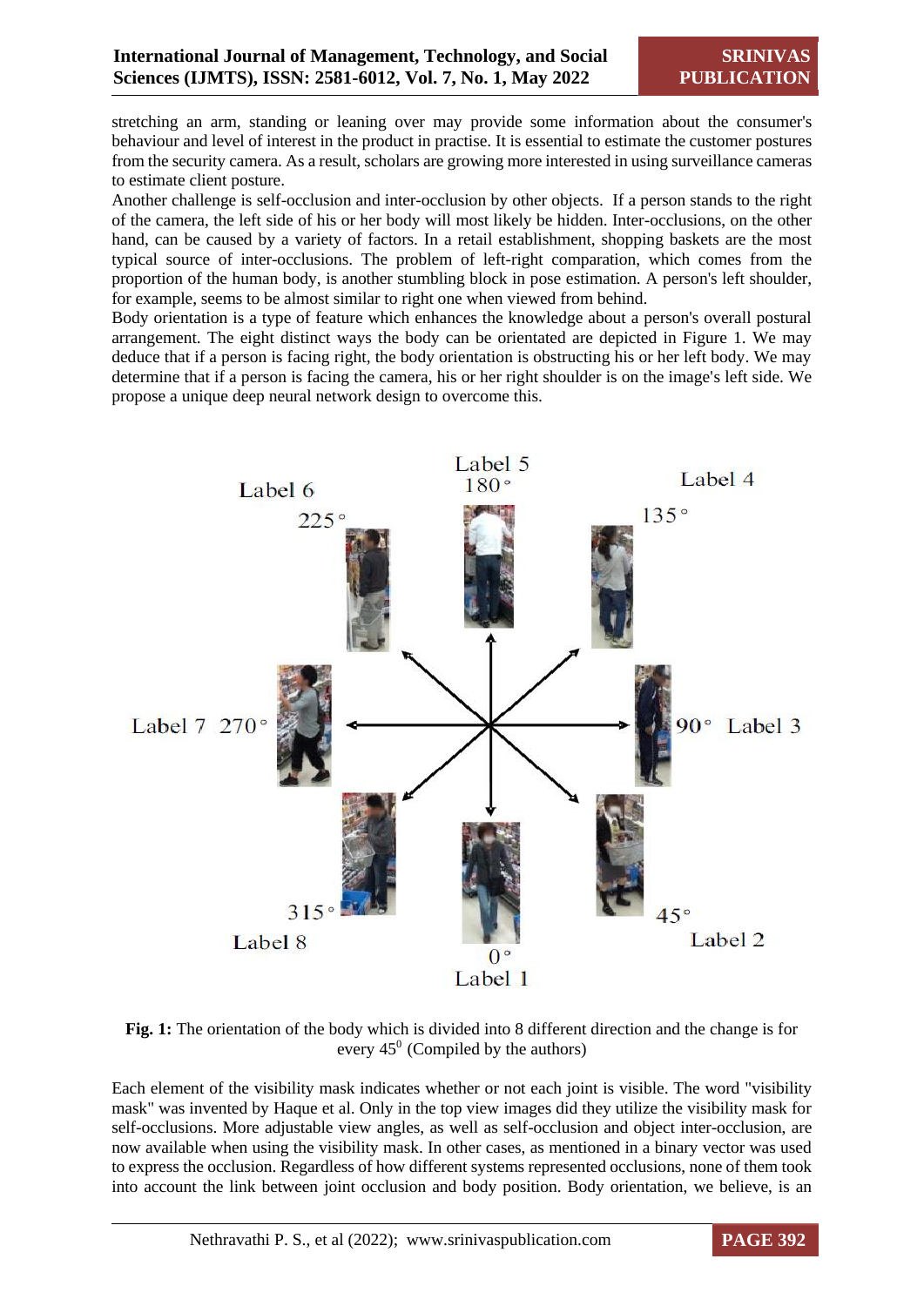stretching an arm, standing or leaning over may provide some information about the consumer's behaviour and level of interest in the product in practise. It is essential to estimate the customer postures from the security camera. As a result, scholars are growing more interested in using surveillance cameras to estimate client posture.

Another challenge is self-occlusion and inter-occlusion by other objects. If a person stands to the right of the camera, the left side of his or her body will most likely be hidden. Inter-occlusions, on the other hand, can be caused by a variety of factors. In a retail establishment, shopping baskets are the most typical source of inter-occlusions. The problem of left-right comparation, which comes from the proportion of the human body, is another stumbling block in pose estimation. A person's left shoulder, for example, seems to be almost similar to right one when viewed from behind.

Body orientation is a type of feature which enhances the knowledge about a person's overall postural arrangement. The eight distinct ways the body can be orientated are depicted in Figure 1. We may deduce that if a person is facing right, the body orientation is obstructing his or her left body. We may determine that if a person is facing the camera, his or her right shoulder is on the image's left side. We propose a unique deep neural network design to overcome this.

**Fig. 1:** The orientation of the body which is divided into 8 different direction and the change is for every $45^0$ (Compiled by the authors)

Each element of the visibility mask indicates whether or not each joint is visible. The word "visibility mask" was invented by Haque et al. Only in the top view images did they utilize the visibility mask for self-occlusions. More adjustable view angles, as well as self-occlusion and object inter-occlusion, are now available when using the visibility mask. In other cases, as mentioned in a binary vector was used to express the occlusion. Regardless of how different systems represented occlusions, none of them took into account the link between joint occlusion and body position. Body orientation, we believe, is an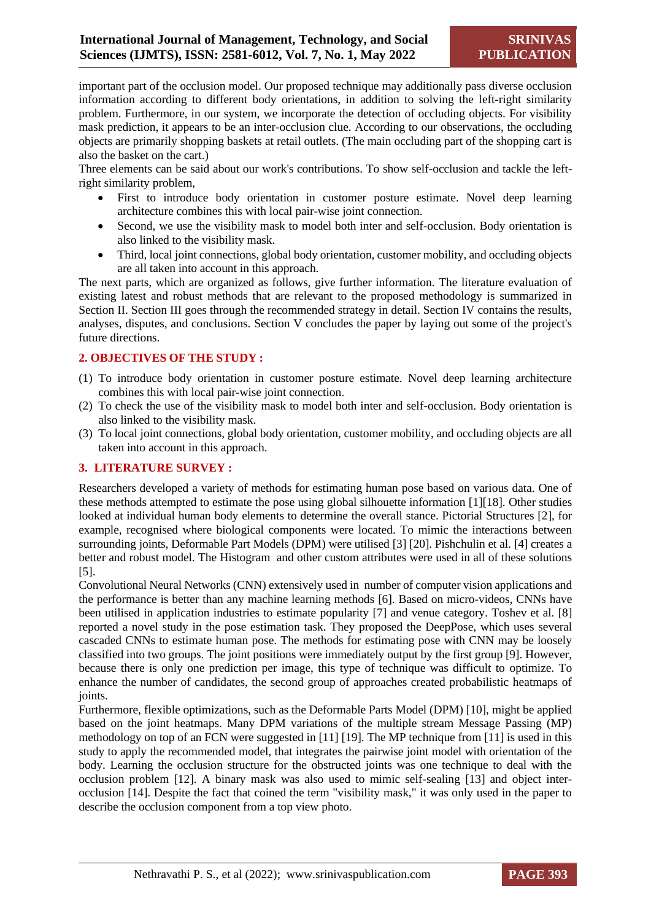important part of the occlusion model. Our proposed technique may additionally pass diverse occlusion information according to different body orientations, in addition to solving the left-right similarity problem. Furthermore, in our system, we incorporate the detection of occluding objects. For visibility mask prediction, it appears to be an inter-occlusion clue. According to our observations, the occluding objects are primarily shopping baskets at retail outlets. (The main occluding part of the shopping cart is also the basket on the cart.)

Three elements can be said about our work's contributions. To show self-occlusion and tackle the left-right similarity problem,

- First to introduce body orientation in customer posture estimate. Novel deep learning architecture combines this with local pair-wise joint connection.
- Second, we use the visibility mask to model both inter and self-occlusion. Body orientation is also linked to the visibility mask.
- Third, local joint connections, global body orientation, customer mobility, and occluding objects are all taken into account in this approach.

The next parts, which are organized as follows, give further information. The literature evaluation of existing latest and robust methods that are relevant to the proposed methodology is summarized in Section II. Section III goes through the recommended strategy in detail. Section IV contains the results, analyses, disputes, and conclusions. Section V concludes the paper by laying out some of the project's future directions.

## 2. OBJECTIVES OF THE STUDY :

(1) To introduce body orientation in customer posture estimate. Novel deep learning architecture combines this with local pair-wise joint connection.
(2) To check the use of the visibility mask to model both inter and self-occlusion. Body orientation is also linked to the visibility mask.
(3) To local joint connections, global body orientation, customer mobility, and occluding objects are all taken into account in this approach.

## 3. LITERATURE SURVEY :

Researchers developed a variety of methods for estimating human pose based on various data. One of these methods attempted to estimate the pose using global silhouette information [1][18]. Other studies looked at individual human body elements to determine the overall stance. Pictorial Structures [2], for example, recognised where biological components were located. To mimic the interactions between surrounding joints, Deformable Part Models (DPM) were utilised [3] [20]. Pishchulin et al. [4] creates a better and robust model. The Histogram and other custom attributes were used in all of these solutions [5].

Convolutional Neural Networks (CNN) extensively used in number of computer vision applications and the performance is better than any machine learning methods [6]. Based on micro-videos, CNNs have been utilised in application industries to estimate popularity [7] and venue category. Toshev et al. [8] reported a novel study in the pose estimation task. They proposed the DeepPose, which uses several cascaded CNNs to estimate human pose. The methods for estimating pose with CNN may be loosely classified into two groups. The joint positions were immediately output by the first group [9]. However, because there is only one prediction per image, this type of technique was difficult to optimize. To enhance the number of candidates, the second group of approaches created probabilistic heatmaps of joints.

Furthermore, flexible optimizations, such as the Deformable Parts Model (DPM) [10], might be applied based on the joint heatmaps. Many DPM variations of the multiple stream Message Passing (MP) methodology on top of an FCN were suggested in [11] [19]. The MP technique from [11] is used in this study to apply the recommended model, that integrates the pairwise joint model with orientation of the body. Learning the occlusion structure for the obstructed joints was one technique to deal with the occlusion problem [12]. A binary mask was also used to mimic self-sealing [13] and object inter-occlusion [14]. Despite the fact that coined the term "visibility mask," it was only used in the paper to describe the occlusion component from a top view photo.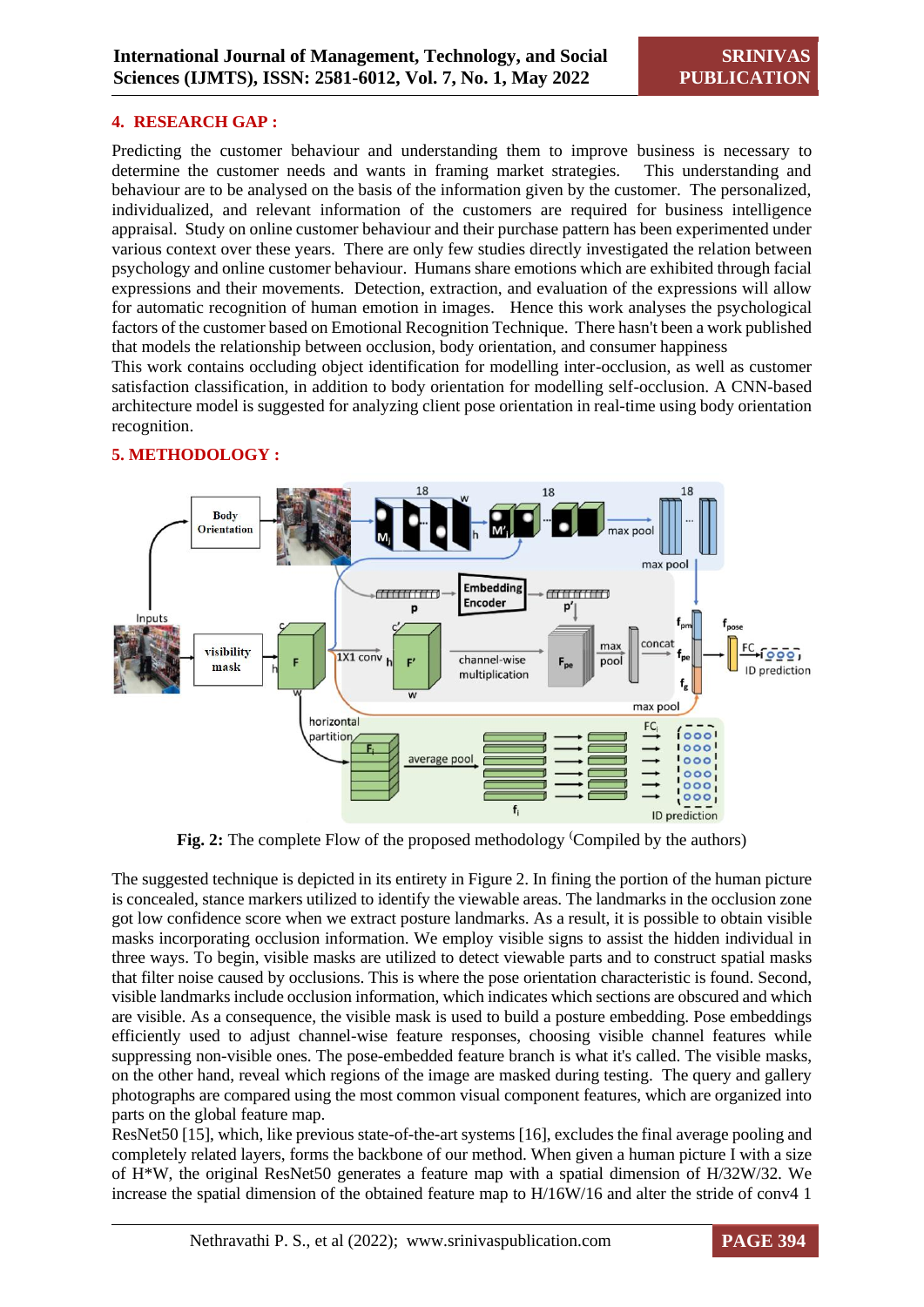## 4. RESEARCH GAP :

Predicting the customer behaviour and understanding them to improve business is necessary to determine the customer needs and wants in framing market strategies. This understanding and behaviour are to be analysed on the basis of the information given by the customer. The personalized, individualized, and relevant information of the customers are required for business intelligence appraisal. Study on online customer behaviour and their purchase pattern has been experimented under various context over these years. There are only few studies directly investigated the relation between psychology and online customer behaviour. Humans share emotions which are exhibited through facial expressions and their movements. Detection, extraction, and evaluation of the expressions will allow for automatic recognition of human emotion in images. Hence this work analyses the psychological factors of the customer based on Emotional Recognition Technique. There hasn't been a work published that models the relationship between occlusion, body orientation, and consumer happiness

This work contains occluding object identification for modelling inter-occlusion, as well as customer satisfaction classification, in addition to body orientation for modelling self-occlusion. A CNN-based architecture model is suggested for analyzing client pose orientation in real-time using body orientation recognition.

## 5. METHODOLOGY :

**Fig. 2:** The complete Flow of the proposed methodology (Compiled by the authors)

The suggested technique is depicted in its entirety in Figure 2. In fining the portion of the human picture is concealed, stance markers utilized to identify the viewable areas. The landmarks in the occlusion zone got low confidence score when we extract posture landmarks. As a result, it is possible to obtain visible masks incorporating occlusion information. We employ visible signs to assist the hidden individual in three ways. To begin, visible masks are utilized to detect viewable parts and to construct spatial masks that filter noise caused by occlusions. This is where the pose orientation characteristic is found. Second, visible landmarks include occlusion information, which indicates which sections are obscured and which are visible. As a consequence, the visible mask is used to build a posture embedding. Pose embeddings efficiently used to adjust channel-wise feature responses, choosing visible channel features while suppressing non-visible ones. The pose-embedded feature branch is what it's called. The visible masks, on the other hand, reveal which regions of the image are masked during testing. The query and gallery photographs are compared using the most common visual component features, which are organized into parts on the global feature map.

ResNet50 [15], which, like previous state-of-the-art systems [16], excludes the final average pooling and completely related layers, forms the backbone of our method. When given a human picture I with a size of H*W, the original ResNet50 generates a feature map with a spatial dimension of H/32W/32. We increase the spatial dimension of the obtained feature map to H/16W/16 and alter the stride of conv4 1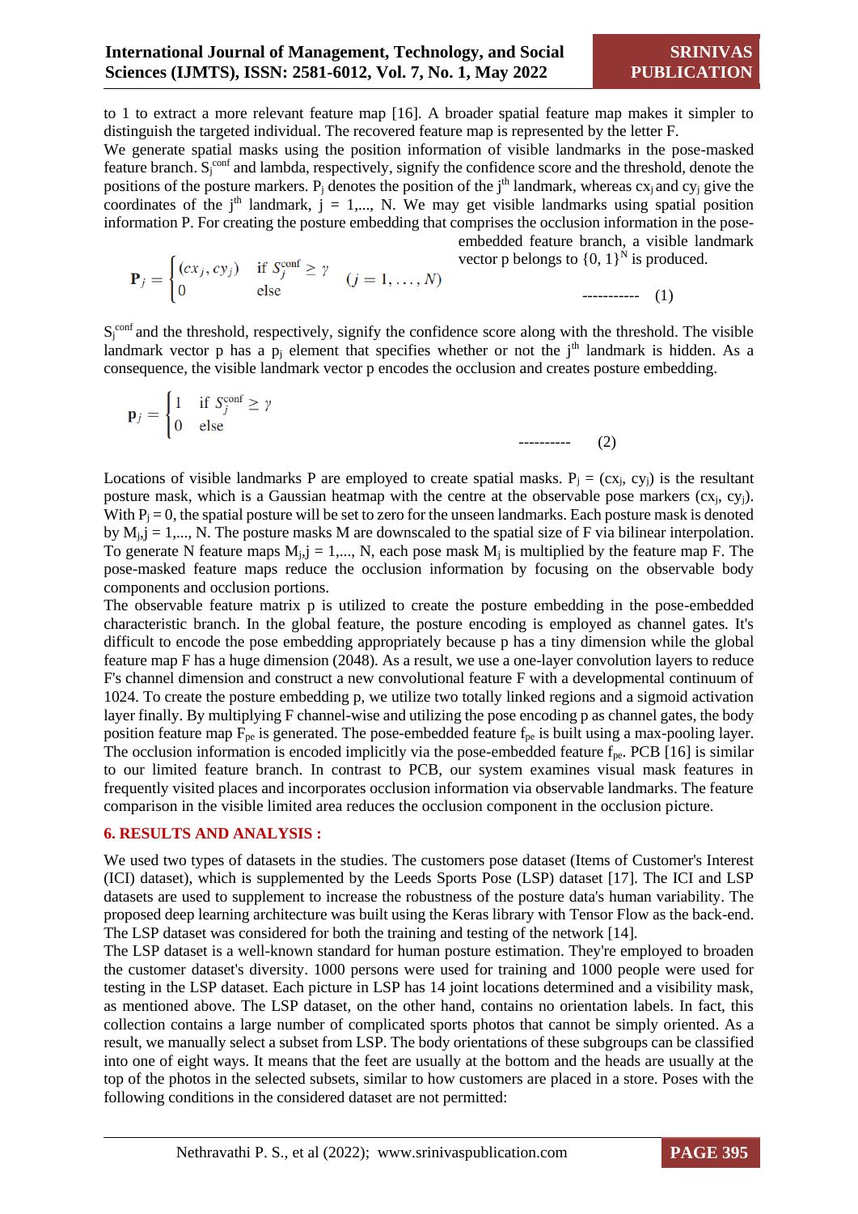to 1 to extract a more relevant feature map [16]. A broader spatial feature map makes it simpler to distinguish the targeted individual. The recovered feature map is represented by the letter F.

We generate spatial masks using the position information of visible landmarks in the pose-masked feature branch. $S_j^{conf}$ and lambda, respectively, signify the confidence score and the threshold, denote the positions of the posture markers. $P_j$ denotes the position of the $j^{th}$ landmark, whereas $cx_j$ and $cy_j$ give the coordinates of the $j^{th}$ landmark, j = 1,..., N. We may get visible landmarks using spatial position information P. For creating the posture embedding that comprises the occlusion information in the pose-embedded feature branch, a visible landmark vector p belongs to $\{0, 1\}^N$ is produced.

$$\mathbf{P}_j = \begin{cases} (cx_j, cy_j) & \text{if } S_j^{\text{conf}} \geq \gamma \\ 0 & \text{else} \end{cases} \quad (j = 1, \ldots, N) \qquad \text{----------- (1)}$$

$S_j^{conf}$ and the threshold, respectively, signify the confidence score along with the threshold. The visible landmark vector p has a $p_j$ element that specifies whether or not the $j^{th}$ landmark is hidden. As a consequence, the visible landmark vector p encodes the occlusion and creates posture embedding.

$$\mathbf{p}_j = \begin{cases} 1 & \text{if } S_j^{\text{conf}} \geq \gamma \\ 0 & \text{else} \end{cases} \qquad \text{---------- (2)}$$

Locations of visible landmarks P are employed to create spatial masks. $P_j = (cx_j, cy_j)$ is the resultant posture mask, which is a Gaussian heatmap with the centre at the observable pose markers $(cx_j, cy_j)$. With $P_j = 0$, the spatial posture will be set to zero for the unseen landmarks. Each posture mask is denoted by $M_j$,j = 1,..., N. The posture masks M are downscaled to the spatial size of F via bilinear interpolation. To generate N feature maps $M_j$,j = 1,..., N, each pose mask $M_j$ is multiplied by the feature map F. The pose-masked feature maps reduce the occlusion information by focusing on the observable body components and occlusion portions.

The observable feature matrix p is utilized to create the posture embedding in the pose-embedded characteristic branch. In the global feature, the posture encoding is employed as channel gates. It's difficult to encode the pose embedding appropriately because p has a tiny dimension while the global feature map F has a huge dimension (2048). As a result, we use a one-layer convolution layers to reduce F's channel dimension and construct a new convolutional feature F with a developmental continuum of 1024. To create the posture embedding p, we utilize two totally linked regions and a sigmoid activation layer finally. By multiplying F channel-wise and utilizing the pose encoding p as channel gates, the body position feature map $F_{pe}$ is generated. The pose-embedded feature $f_{pe}$ is built using a max-pooling layer. The occlusion information is encoded implicitly via the pose-embedded feature $f_{pe}$. PCB [16] is similar to our limited feature branch. In contrast to PCB, our system examines visual mask features in frequently visited places and incorporates occlusion information via observable landmarks. The feature comparison in the visible limited area reduces the occlusion component in the occlusion picture.

## 6. RESULTS AND ANALYSIS :

We used two types of datasets in the studies. The customers pose dataset (Items of Customer's Interest (ICI) dataset), which is supplemented by the Leeds Sports Pose (LSP) dataset [17]. The ICI and LSP datasets are used to supplement to increase the robustness of the posture data's human variability. The proposed deep learning architecture was built using the Keras library with Tensor Flow as the back-end. The LSP dataset was considered for both the training and testing of the network [14].

The LSP dataset is a well-known standard for human posture estimation. They're employed to broaden the customer dataset's diversity. 1000 persons were used for training and 1000 people were used for testing in the LSP dataset. Each picture in LSP has 14 joint locations determined and a visibility mask, as mentioned above. The LSP dataset, on the other hand, contains no orientation labels. In fact, this collection contains a large number of complicated sports photos that cannot be simply oriented. As a result, we manually select a subset from LSP. The body orientations of these subgroups can be classified into one of eight ways. It means that the feet are usually at the bottom and the heads are usually at the top of the photos in the selected subsets, similar to how customers are placed in a store. Poses with the following conditions in the considered dataset are not permitted: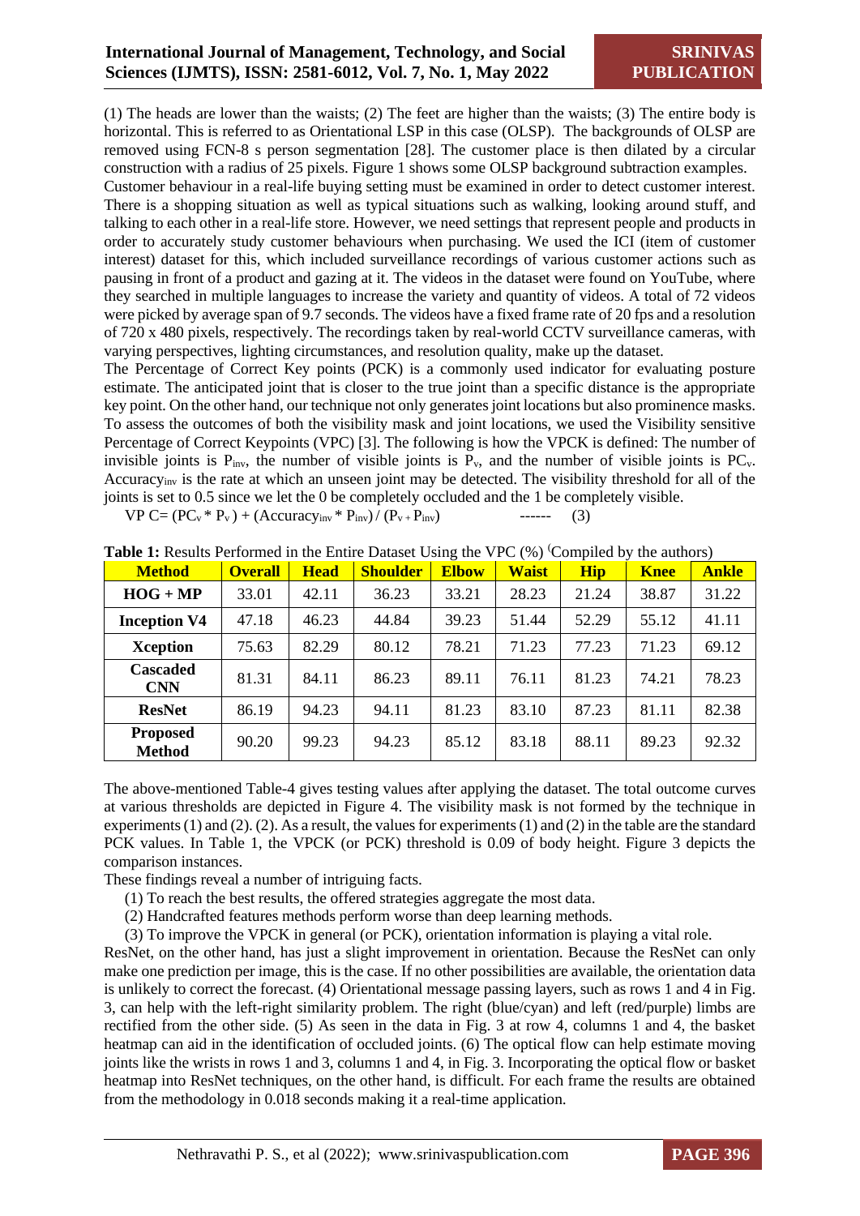(1) The heads are lower than the waists; (2) The feet are higher than the waists; (3) The entire body is horizontal. This is referred to as Orientational LSP in this case (OLSP). The backgrounds of OLSP are removed using FCN-8 s person segmentation [28]. The customer place is then dilated by a circular construction with a radius of 25 pixels. Figure 1 shows some OLSP background subtraction examples.

Customer behaviour in a real-life buying setting must be examined in order to detect customer interest. There is a shopping situation as well as typical situations such as walking, looking around stuff, and talking to each other in a real-life store. However, we need settings that represent people and products in order to accurately study customer behaviours when purchasing. We used the ICI (item of customer interest) dataset for this, which included surveillance recordings of various customer actions such as pausing in front of a product and gazing at it. The videos in the dataset were found on YouTube, where they searched in multiple languages to increase the variety and quantity of videos. A total of 72 videos were picked by average span of 9.7 seconds. The videos have a fixed frame rate of 20 fps and a resolution of 720 x 480 pixels, respectively. The recordings taken by real-world CCTV surveillance cameras, with varying perspectives, lighting circumstances, and resolution quality, make up the dataset.

The Percentage of Correct Key points (PCK) is a commonly used indicator for evaluating posture estimate. The anticipated joint that is closer to the true joint than a specific distance is the appropriate key point. On the other hand, our technique not only generates joint locations but also prominence masks. To assess the outcomes of both the visibility mask and joint locations, we used the Visibility sensitive Percentage of Correct Keypoints (VPC) [3]. The following is how the VPCK is defined: The number of invisible joints is $P_{inv}$, the number of visible joints is $P_v$, and the number of visible joints is $PC_v$. $Accuracy_{inv}$ is the rate at which an unseen joint may be detected. The visibility threshold for all of the joints is set to 0.5 since we let the 0 be completely occluded and the 1 be completely visible.

$$VPC = (PC_v * P_v) + (Accuracy_{inv} * P_{inv}) / (P_v + P_{inv}) \quad ------ \quad (3)$$

**Table 1:** Results Performed in the Entire Dataset Using the VPC (%) (Compiled by the authors)

| Method | Overall | Head | Shoulder | Elbow | Waist | Hip | Knee | Ankle |
|---|---|---|---|---|---|---|---|---|
| **HOG + MP** | 33.01 | 42.11 | 36.23 | 33.21 | 28.23 | 21.24 | 38.87 | 31.22 |
| **Inception V4** | 47.18 | 46.23 | 44.84 | 39.23 | 51.44 | 52.29 | 55.12 | 41.11 |
| **Xception** | 75.63 | 82.29 | 80.12 | 78.21 | 71.23 | 77.23 | 71.23 | 69.12 |
| **Cascaded CNN** | 81.31 | 84.11 | 86.23 | 89.11 | 76.11 | 81.23 | 74.21 | 78.23 |
| **ResNet** | 86.19 | 94.23 | 94.11 | 81.23 | 83.10 | 87.23 | 81.11 | 82.38 |
| **Proposed Method** | 90.20 | 99.23 | 94.23 | 85.12 | 83.18 | 88.11 | 89.23 | 92.32 |

The above-mentioned Table-4 gives testing values after applying the dataset. The total outcome curves at various thresholds are depicted in Figure 4. The visibility mask is not formed by the technique in experiments (1) and (2). (2). As a result, the values for experiments (1) and (2) in the table are the standard PCK values. In Table 1, the VPCK (or PCK) threshold is 0.09 of body height. Figure 3 depicts the comparison instances.

These findings reveal a number of intriguing facts.

(1) To reach the best results, the offered strategies aggregate the most data.

(2) Handcrafted features methods perform worse than deep learning methods.

(3) To improve the VPCK in general (or PCK), orientation information is playing a vital role.

ResNet, on the other hand, has just a slight improvement in orientation. Because the ResNet can only make one prediction per image, this is the case. If no other possibilities are available, the orientation data is unlikely to correct the forecast. (4) Orientational message passing layers, such as rows 1 and 4 in Fig. 3, can help with the left-right similarity problem. The right (blue/cyan) and left (red/purple) limbs are rectified from the other side. (5) As seen in the data in Fig. 3 at row 4, columns 1 and 4, the basket heatmap can aid in the identification of occluded joints. (6) The optical flow can help estimate moving joints like the wrists in rows 1 and 3, columns 1 and 4, in Fig. 3. Incorporating the optical flow or basket heatmap into ResNet techniques, on the other hand, is difficult. For each frame the results are obtained from the methodology in 0.018 seconds making it a real-time application.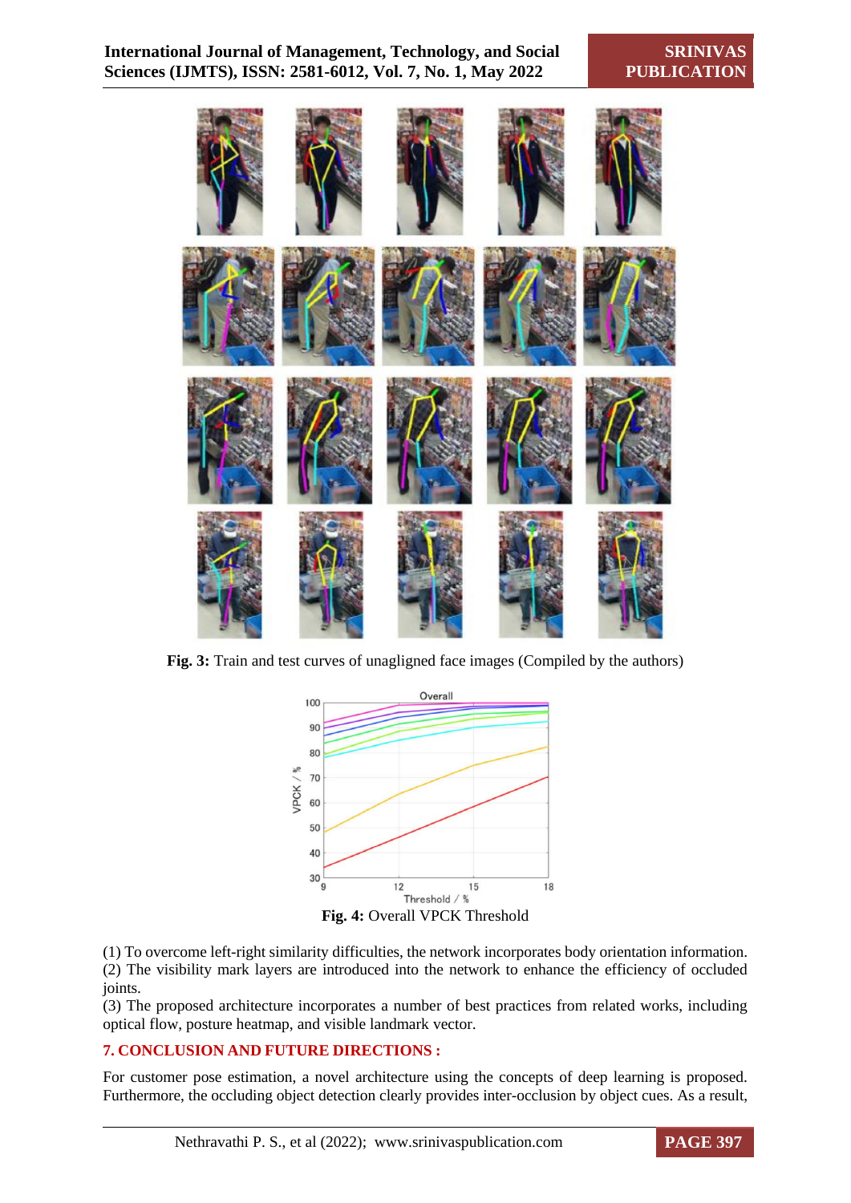Fig. 3: Train and test curves of unagligned face images (Compiled by the authors)

Fig. 4: Overall VPCK Threshold

(1) To overcome left-right similarity difficulties, the network incorporates body orientation information.
(2) The visibility mark layers are introduced into the network to enhance the efficiency of occluded joints.
(3) The proposed architecture incorporates a number of best practices from related works, including optical flow, posture heatmap, and visible landmark vector.

## 7. CONCLUSION AND FUTURE DIRECTIONS :

For customer pose estimation, a novel architecture using the concepts of deep learning is proposed. Furthermore, the occluding object detection clearly provides inter-occlusion by object cues. As a result,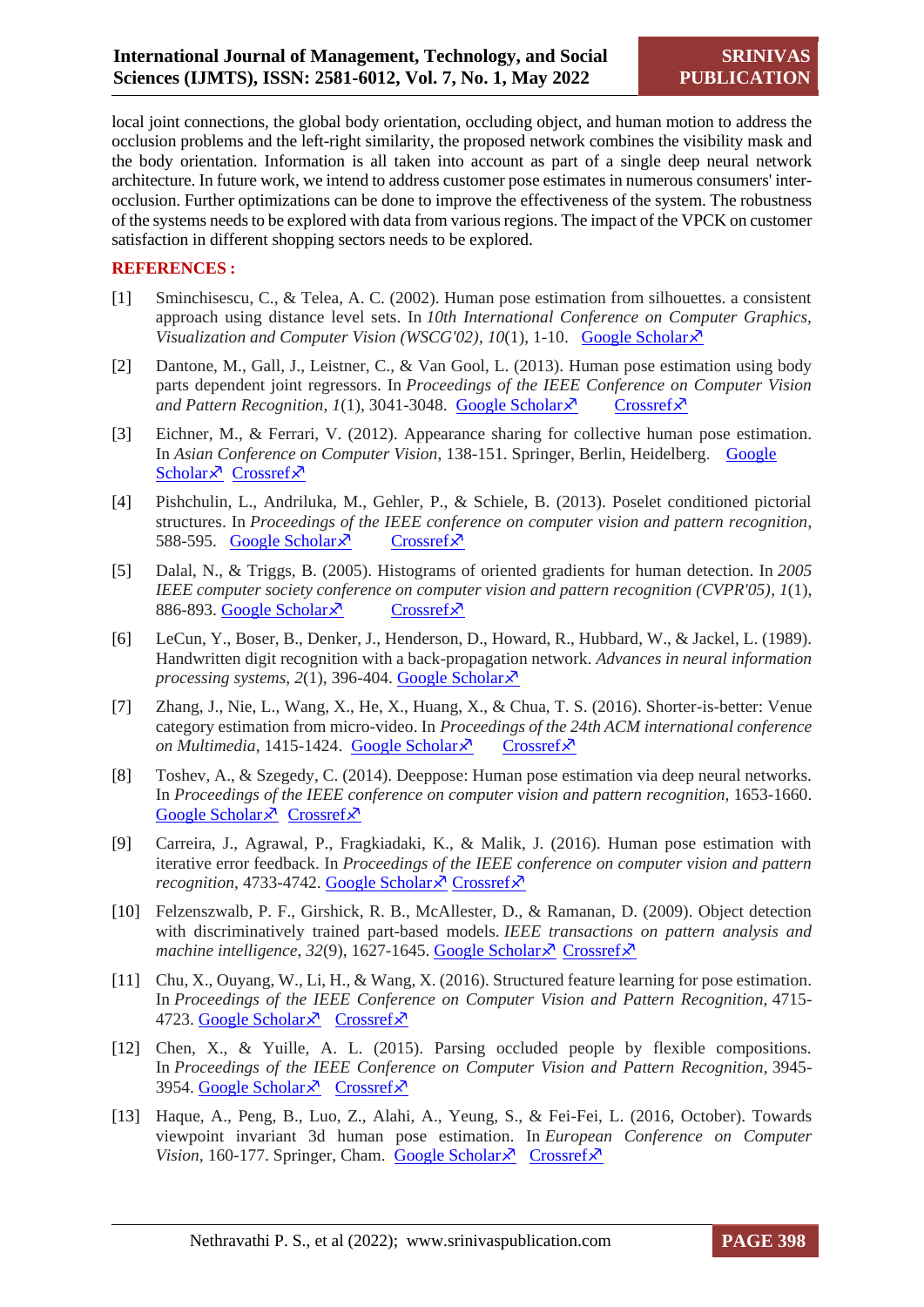local joint connections, the global body orientation, occluding object, and human motion to address the occlusion problems and the left-right similarity, the proposed network combines the visibility mask and the body orientation. Information is all taken into account as part of a single deep neural network architecture. In future work, we intend to address customer pose estimates in numerous consumers' inter-occlusion. Further optimizations can be done to improve the effectiveness of the system. The robustness of the systems needs to be explored with data from various regions. The impact of the VPCK on customer satisfaction in different shopping sectors needs to be explored.

## REFERENCES :

[1] Sminchisescu, C., & Telea, A. C. (2002). Human pose estimation from silhouettes. a consistent approach using distance level sets. In *10th International Conference on Computer Graphics, Visualization and Computer Vision (WSCG'02)*, *10*(1), 1-10. Google Scholar↗

[2] Dantone, M., Gall, J., Leistner, C., & Van Gool, L. (2013). Human pose estimation using body parts dependent joint regressors. In *Proceedings of the IEEE Conference on Computer Vision and Pattern Recognition*, *1*(1), 3041-3048. Google Scholar↗ Crossref↗

[3] Eichner, M., & Ferrari, V. (2012). Appearance sharing for collective human pose estimation. In *Asian Conference on Computer Vision*, 138-151. Springer, Berlin, Heidelberg. Google Scholar↗ Crossref↗

[4] Pishchulin, L., Andriluka, M., Gehler, P., & Schiele, B. (2013). Poselet conditioned pictorial structures. In *Proceedings of the IEEE conference on computer vision and pattern recognition*, 588-595. Google Scholar↗ Crossref↗

[5] Dalal, N., & Triggs, B. (2005). Histograms of oriented gradients for human detection. In *2005 IEEE computer society conference on computer vision and pattern recognition (CVPR'05)*, *1*(1), 886-893. Google Scholar↗ Crossref↗

[6] LeCun, Y., Boser, B., Denker, J., Henderson, D., Howard, R., Hubbard, W., & Jackel, L. (1989). Handwritten digit recognition with a back-propagation network. *Advances in neural information processing systems*, *2*(1), 396-404. Google Scholar↗

[7] Zhang, J., Nie, L., Wang, X., He, X., Huang, X., & Chua, T. S. (2016). Shorter-is-better: Venue category estimation from micro-video. In *Proceedings of the 24th ACM international conference on Multimedia*, 1415-1424. Google Scholar↗ Crossref↗

[8] Toshev, A., & Szegedy, C. (2014). Deeppose: Human pose estimation via deep neural networks. In *Proceedings of the IEEE conference on computer vision and pattern recognition*, 1653-1660. Google Scholar↗ Crossref↗

[9] Carreira, J., Agrawal, P., Fragkiadaki, K., & Malik, J. (2016). Human pose estimation with iterative error feedback. In *Proceedings of the IEEE conference on computer vision and pattern recognition*, 4733-4742. Google Scholar↗ Crossref↗

[10] Felzenszwalb, P. F., Girshick, R. B., McAllester, D., & Ramanan, D. (2009). Object detection with discriminatively trained part-based models. *IEEE transactions on pattern analysis and machine intelligence*, *32*(9), 1627-1645. Google Scholar↗ Crossref↗

[11] Chu, X., Ouyang, W., Li, H., & Wang, X. (2016). Structured feature learning for pose estimation. In *Proceedings of the IEEE Conference on Computer Vision and Pattern Recognition*, 4715-4723. Google Scholar↗ Crossref↗

[12] Chen, X., & Yuille, A. L. (2015). Parsing occluded people by flexible compositions. In *Proceedings of the IEEE Conference on Computer Vision and Pattern Recognition*, 3945-3954. Google Scholar↗ Crossref↗

[13] Haque, A., Peng, B., Luo, Z., Alahi, A., Yeung, S., & Fei-Fei, L. (2016, October). Towards viewpoint invariant 3d human pose estimation. In *European Conference on Computer Vision*, 160-177. Springer, Cham. Google Scholar↗ Crossref↗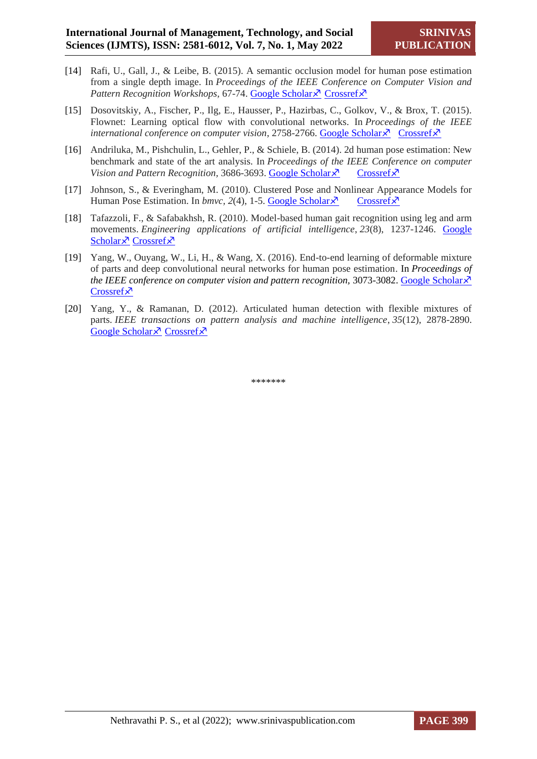[14] Rafi, U., Gall, J., & Leibe, B. (2015). A semantic occlusion model for human pose estimation from a single depth image. In *Proceedings of the IEEE Conference on Computer Vision and Pattern Recognition Workshops*, 67-74. Google Scholar↗ Crossref↗

[15] Dosovitskiy, A., Fischer, P., Ilg, E., Hausser, P., Hazirbas, C., Golkov, V., & Brox, T. (2015). Flownet: Learning optical flow with convolutional networks. In *Proceedings of the IEEE international conference on computer vision*, 2758-2766. Google Scholar↗ Crossref↗

[16] Andriluka, M., Pishchulin, L., Gehler, P., & Schiele, B. (2014). 2d human pose estimation: New benchmark and state of the art analysis. In *Proceedings of the IEEE Conference on computer Vision and Pattern Recognition*, 3686-3693. Google Scholar↗ Crossref↗

[17] Johnson, S., & Everingham, M. (2010). Clustered Pose and Nonlinear Appearance Models for Human Pose Estimation. In *bmvc, 2*(4), 1-5. Google Scholar↗ Crossref↗

[18] Tafazzoli, F., & Safabakhsh, R. (2010). Model-based human gait recognition using leg and arm movements. *Engineering applications of artificial intelligence*, *23*(8), 1237-1246. Google Scholar↗ Crossref↗

[19] Yang, W., Ouyang, W., Li, H., & Wang, X. (2016). End-to-end learning of deformable mixture of parts and deep convolutional neural networks for human pose estimation. In *Proceedings of the IEEE conference on computer vision and pattern recognition*, 3073-3082. Google Scholar↗ Crossref↗

[20] Yang, Y., & Ramanan, D. (2012). Articulated human detection with flexible mixtures of parts. *IEEE transactions on pattern analysis and machine intelligence*, *35*(12), 2878-2890. Google Scholar↗ Crossref↗

*******